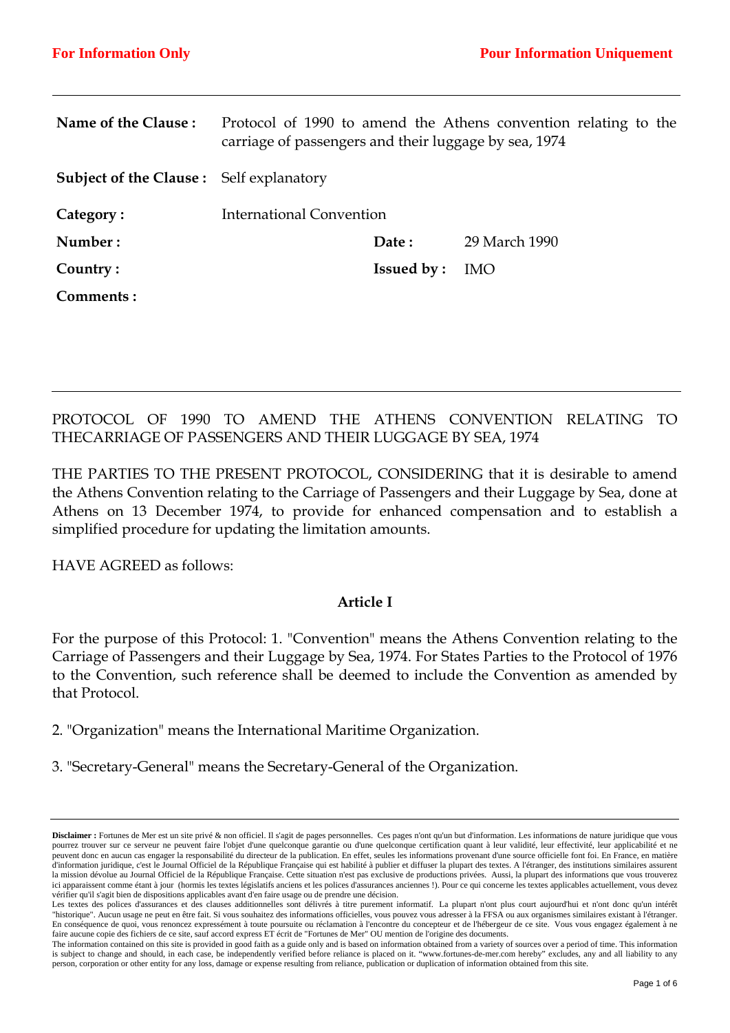**For Information Only** | **Pour Information Uniquement**

| | | | |
|---|---|---|---|
| **Name of the Clause :** | Protocol of 1990 to amend the Athens convention relating to the carriage of passengers and their luggage by sea, 1974 | | |
| **Subject of the Clause :** | Self explanatory | | |
| **Category :** | International Convention | | |
| **Number :** | | **Date :** | 29 March 1990 |
| **Country :** | | **Issued by :** | IMO |
| **Comments :** | | | |

PROTOCOL OF 1990 TO AMEND THE ATHENS CONVENTION RELATING TO THECARRIAGE OF PASSENGERS AND THEIR LUGGAGE BY SEA, 1974

THE PARTIES TO THE PRESENT PROTOCOL, CONSIDERING that it is desirable to amend the Athens Convention relating to the Carriage of Passengers and their Luggage by Sea, done at Athens on 13 December 1974, to provide for enhanced compensation and to establish a simplified procedure for updating the limitation amounts.

HAVE AGREED as follows:

## Article I

For the purpose of this Protocol: 1. "Convention" means the Athens Convention relating to the Carriage of Passengers and their Luggage by Sea, 1974. For States Parties to the Protocol of 1976 to the Convention, such reference shall be deemed to include the Convention as amended by that Protocol.

2. "Organization" means the International Maritime Organization.

3. "Secretary-General" means the Secretary-General of the Organization.

**Disclaimer :** Fortunes de Mer est un site privé & non officiel. Il s'agit de pages personnelles. Ces pages n'ont qu'un but d'information. Les informations de nature juridique que vous pourrez trouver sur ce serveur ne peuvent faire l'objet d'une quelconque garantie ou d'une quelconque certification quant à leur validité, leur effectivité, leur applicabilité et ne peuvent donc en aucun cas engager la responsabilité du directeur de la publication. En effet, seules les informations provenant d'une source officielle font foi. En France, en matière d'information juridique, c'est le Journal Officiel de la République Française qui est habilité à publier et diffuser la plupart des textes. A l'étranger, des institutions similaires assurent la mission dévolue au Journal Officiel de la République Française. Cette situation n'est pas exclusive de productions privées. Aussi, la plupart des informations que vous trouverez ici apparaissent comme étant à jour (hormis les textes législatifs anciens et les polices d'assurances anciennes !). Pour ce qui concerne les textes applicables actuellement, vous devez vérifier qu'il s'agit bien de dispositions applicables avant d'en faire usage ou de prendre une décision.
Les textes des polices d'assurances et des clauses additionnelles sont délivrés à titre purement informatif. La plupart n'ont plus court aujourd'hui et n'ont donc qu'un intérêt "historique". Aucun usage ne peut en être fait. Si vous souhaitez des informations officielles, vous pouvez vous adresser à la FFSA ou aux organismes similaires existant à l'étranger. En conséquence de quoi, vous renoncez expressément à toute poursuite ou réclamation à l'encontre du concepteur et de l'hébergeur de ce site. Vous vous engagez également à ne faire aucune copie des fichiers de ce site, sauf accord express ET écrit de "Fortunes de Mer" OU mention de l'origine des documents.
The information contained on this site is provided in good faith as a guide only and is based on information obtained from a variety of sources over a period of time. This information is subject to change and should, in each case, be independently verified before reliance is placed on it. "www.fortunes-de-mer.com hereby" excludes, any and all liability to any person, corporation or other entity for any loss, damage or expense resulting from reliance, publication or duplication of information obtained from this site.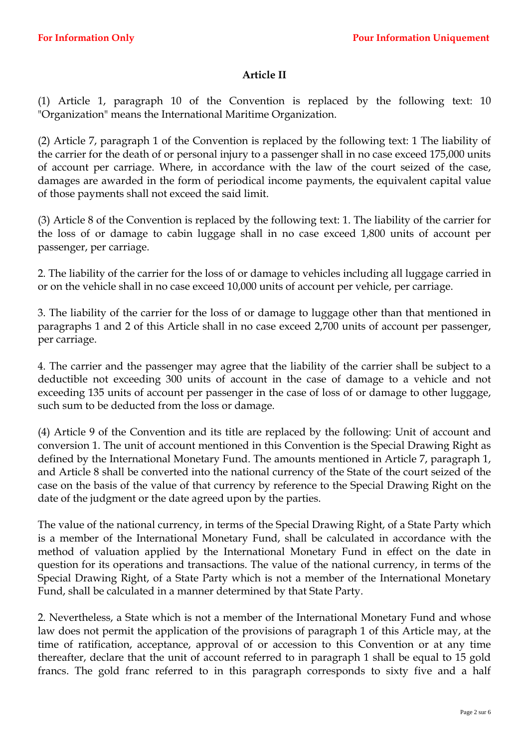## Article II

(1) Article 1, paragraph 10 of the Convention is replaced by the following text: 10 "Organization" means the International Maritime Organization.

(2) Article 7, paragraph 1 of the Convention is replaced by the following text: 1 The liability of the carrier for the death of or personal injury to a passenger shall in no case exceed 175,000 units of account per carriage. Where, in accordance with the law of the court seized of the case, damages are awarded in the form of periodical income payments, the equivalent capital value of those payments shall not exceed the said limit.

(3) Article 8 of the Convention is replaced by the following text: 1. The liability of the carrier for the loss of or damage to cabin luggage shall in no case exceed 1,800 units of account per passenger, per carriage.

2. The liability of the carrier for the loss of or damage to vehicles including all luggage carried in or on the vehicle shall in no case exceed 10,000 units of account per vehicle, per carriage.

3. The liability of the carrier for the loss of or damage to luggage other than that mentioned in paragraphs 1 and 2 of this Article shall in no case exceed 2,700 units of account per passenger, per carriage.

4. The carrier and the passenger may agree that the liability of the carrier shall be subject to a deductible not exceeding 300 units of account in the case of damage to a vehicle and not exceeding 135 units of account per passenger in the case of loss of or damage to other luggage, such sum to be deducted from the loss or damage.

(4) Article 9 of the Convention and its title are replaced by the following: Unit of account and conversion 1. The unit of account mentioned in this Convention is the Special Drawing Right as defined by the International Monetary Fund. The amounts mentioned in Article 7, paragraph 1, and Article 8 shall be converted into the national currency of the State of the court seized of the case on the basis of the value of that currency by reference to the Special Drawing Right on the date of the judgment or the date agreed upon by the parties.

The value of the national currency, in terms of the Special Drawing Right, of a State Party which is a member of the International Monetary Fund, shall be calculated in accordance with the method of valuation applied by the International Monetary Fund in effect on the date in question for its operations and transactions. The value of the national currency, in terms of the Special Drawing Right, of a State Party which is not a member of the International Monetary Fund, shall be calculated in a manner determined by that State Party.

2. Nevertheless, a State which is not a member of the International Monetary Fund and whose law does not permit the application of the provisions of paragraph 1 of this Article may, at the time of ratification, acceptance, approval of or accession to this Convention or at any time thereafter, declare that the unit of account referred to in paragraph 1 shall be equal to 15 gold francs. The gold franc referred to in this paragraph corresponds to sixty five and a half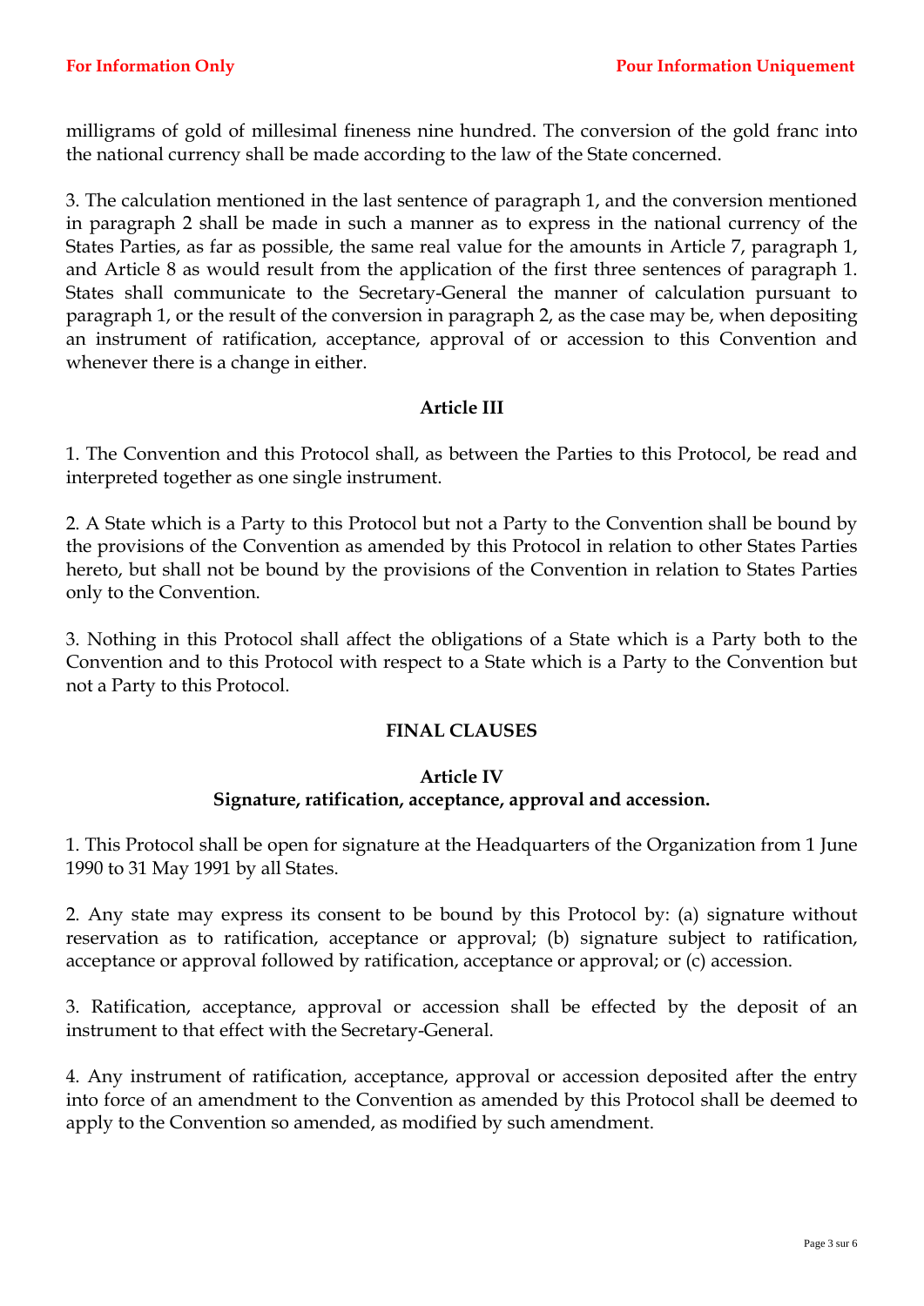milligrams of gold of millesimal fineness nine hundred. The conversion of the gold franc into the national currency shall be made according to the law of the State concerned.

3. The calculation mentioned in the last sentence of paragraph 1, and the conversion mentioned in paragraph 2 shall be made in such a manner as to express in the national currency of the States Parties, as far as possible, the same real value for the amounts in Article 7, paragraph 1, and Article 8 as would result from the application of the first three sentences of paragraph 1. States shall communicate to the Secretary-General the manner of calculation pursuant to paragraph 1, or the result of the conversion in paragraph 2, as the case may be, when depositing an instrument of ratification, acceptance, approval of or accession to this Convention and whenever there is a change in either.

### Article III

1. The Convention and this Protocol shall, as between the Parties to this Protocol, be read and interpreted together as one single instrument.

2. A State which is a Party to this Protocol but not a Party to the Convention shall be bound by the provisions of the Convention as amended by this Protocol in relation to other States Parties hereto, but shall not be bound by the provisions of the Convention in relation to States Parties only to the Convention.

3. Nothing in this Protocol shall affect the obligations of a State which is a Party both to the Convention and to this Protocol with respect to a State which is a Party to the Convention but not a Party to this Protocol.

## FINAL CLAUSES

### Article IV
### Signature, ratification, acceptance, approval and accession.

1. This Protocol shall be open for signature at the Headquarters of the Organization from 1 June 1990 to 31 May 1991 by all States.

2. Any state may express its consent to be bound by this Protocol by: (a) signature without reservation as to ratification, acceptance or approval; (b) signature subject to ratification, acceptance or approval followed by ratification, acceptance or approval; or (c) accession.

3. Ratification, acceptance, approval or accession shall be effected by the deposit of an instrument to that effect with the Secretary-General.

4. Any instrument of ratification, acceptance, approval or accession deposited after the entry into force of an amendment to the Convention as amended by this Protocol shall be deemed to apply to the Convention so amended, as modified by such amendment.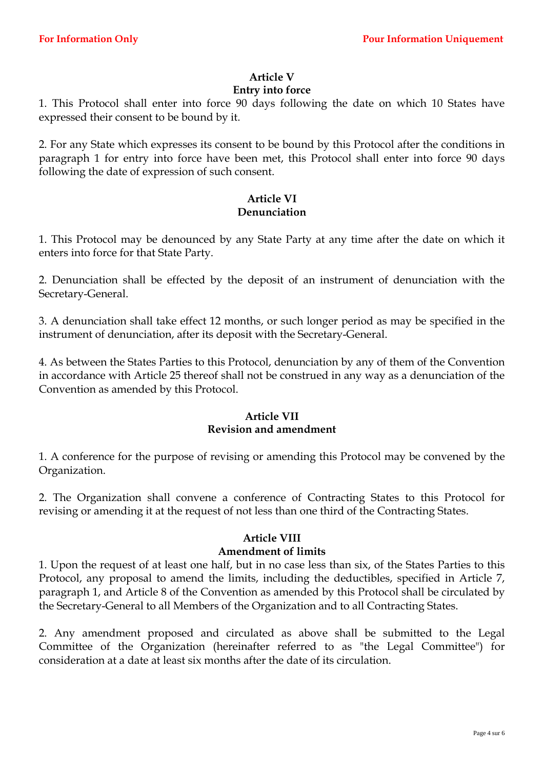### Article V
### Entry into force

1. This Protocol shall enter into force 90 days following the date on which 10 States have expressed their consent to be bound by it.

2. For any State which expresses its consent to be bound by this Protocol after the conditions in paragraph 1 for entry into force have been met, this Protocol shall enter into force 90 days following the date of expression of such consent.

### Article VI
### Denunciation

1. This Protocol may be denounced by any State Party at any time after the date on which it enters into force for that State Party.

2. Denunciation shall be effected by the deposit of an instrument of denunciation with the Secretary-General.

3. A denunciation shall take effect 12 months, or such longer period as may be specified in the instrument of denunciation, after its deposit with the Secretary-General.

4. As between the States Parties to this Protocol, denunciation by any of them of the Convention in accordance with Article 25 thereof shall not be construed in any way as a denunciation of the Convention as amended by this Protocol.

### Article VII
### Revision and amendment

1. A conference for the purpose of revising or amending this Protocol may be convened by the Organization.

2. The Organization shall convene a conference of Contracting States to this Protocol for revising or amending it at the request of not less than one third of the Contracting States.

### Article VIII
### Amendment of limits

1. Upon the request of at least one half, but in no case less than six, of the States Parties to this Protocol, any proposal to amend the limits, including the deductibles, specified in Article 7, paragraph 1, and Article 8 of the Convention as amended by this Protocol shall be circulated by the Secretary-General to all Members of the Organization and to all Contracting States.

2. Any amendment proposed and circulated as above shall be submitted to the Legal Committee of the Organization (hereinafter referred to as "the Legal Committee") for consideration at a date at least six months after the date of its circulation.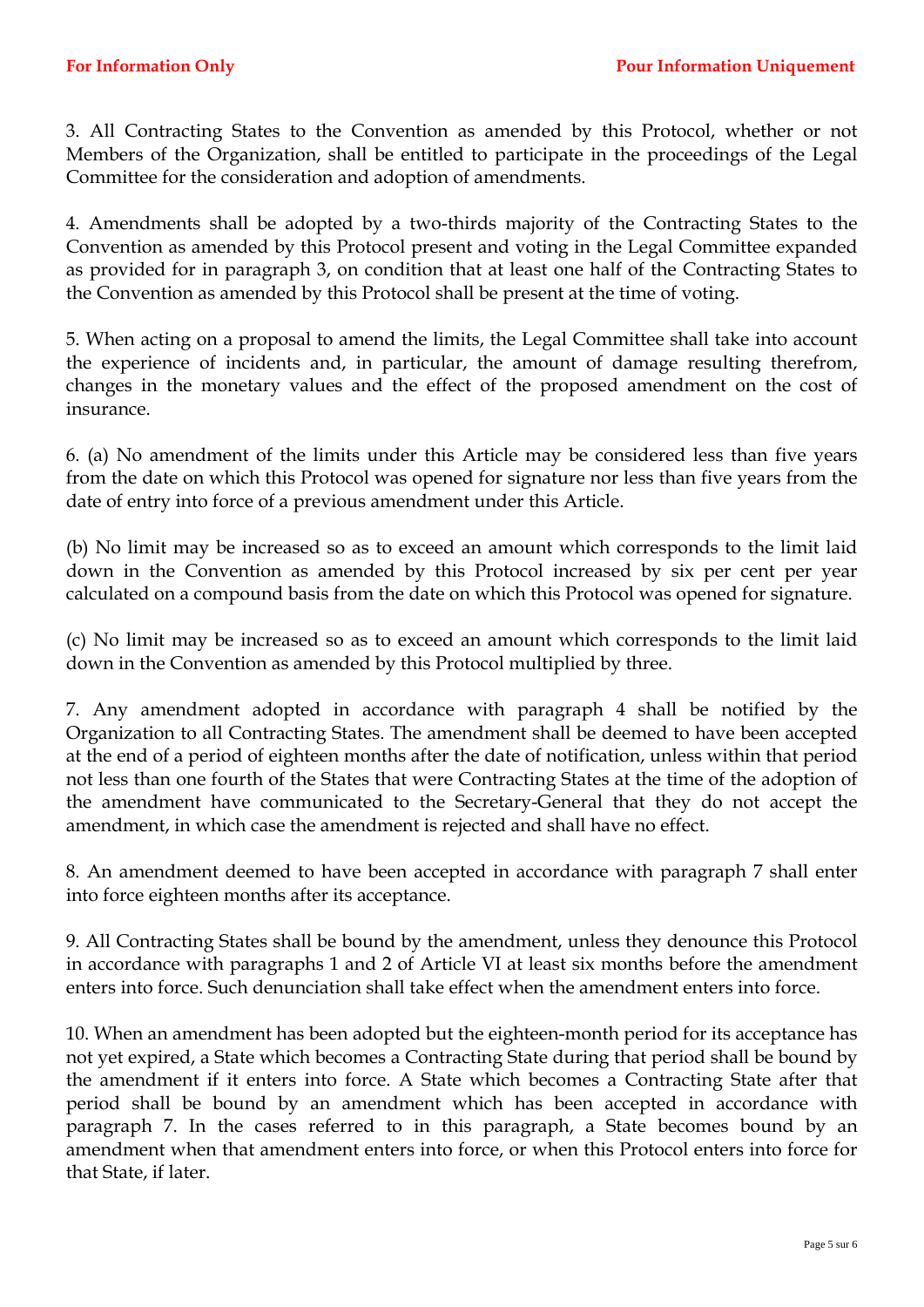3. All Contracting States to the Convention as amended by this Protocol, whether or not Members of the Organization, shall be entitled to participate in the proceedings of the Legal Committee for the consideration and adoption of amendments.

4. Amendments shall be adopted by a two-thirds majority of the Contracting States to the Convention as amended by this Protocol present and voting in the Legal Committee expanded as provided for in paragraph 3, on condition that at least one half of the Contracting States to the Convention as amended by this Protocol shall be present at the time of voting.

5. When acting on a proposal to amend the limits, the Legal Committee shall take into account the experience of incidents and, in particular, the amount of damage resulting therefrom, changes in the monetary values and the effect of the proposed amendment on the cost of insurance.

6. (a) No amendment of the limits under this Article may be considered less than five years from the date on which this Protocol was opened for signature nor less than five years from the date of entry into force of a previous amendment under this Article.

(b) No limit may be increased so as to exceed an amount which corresponds to the limit laid down in the Convention as amended by this Protocol increased by six per cent per year calculated on a compound basis from the date on which this Protocol was opened for signature.

(c) No limit may be increased so as to exceed an amount which corresponds to the limit laid down in the Convention as amended by this Protocol multiplied by three.

7. Any amendment adopted in accordance with paragraph 4 shall be notified by the Organization to all Contracting States. The amendment shall be deemed to have been accepted at the end of a period of eighteen months after the date of notification, unless within that period not less than one fourth of the States that were Contracting States at the time of the adoption of the amendment have communicated to the Secretary-General that they do not accept the amendment, in which case the amendment is rejected and shall have no effect.

8. An amendment deemed to have been accepted in accordance with paragraph 7 shall enter into force eighteen months after its acceptance.

9. All Contracting States shall be bound by the amendment, unless they denounce this Protocol in accordance with paragraphs 1 and 2 of Article VI at least six months before the amendment enters into force. Such denunciation shall take effect when the amendment enters into force.

10. When an amendment has been adopted but the eighteen-month period for its acceptance has not yet expired, a State which becomes a Contracting State during that period shall be bound by the amendment if it enters into force. A State which becomes a Contracting State after that period shall be bound by an amendment which has been accepted in accordance with paragraph 7. In the cases referred to in this paragraph, a State becomes bound by an amendment when that amendment enters into force, or when this Protocol enters into force for that State, if later.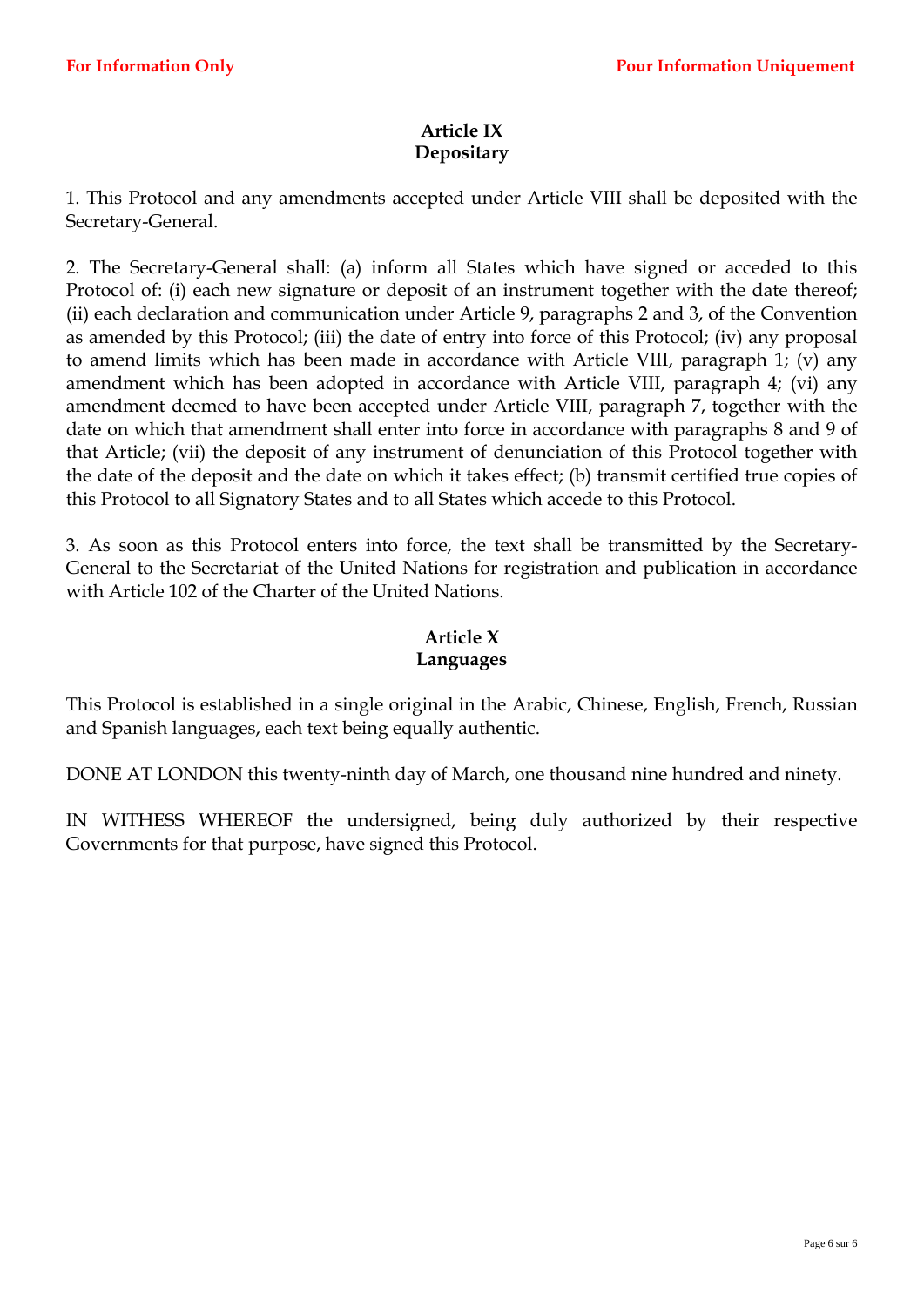### Article IX
### Depositary

1. This Protocol and any amendments accepted under Article VIII shall be deposited with the Secretary-General.

2. The Secretary-General shall: (a) inform all States which have signed or acceded to this Protocol of: (i) each new signature or deposit of an instrument together with the date thereof; (ii) each declaration and communication under Article 9, paragraphs 2 and 3, of the Convention as amended by this Protocol; (iii) the date of entry into force of this Protocol; (iv) any proposal to amend limits which has been made in accordance with Article VIII, paragraph 1; (v) any amendment which has been adopted in accordance with Article VIII, paragraph 4; (vi) any amendment deemed to have been accepted under Article VIII, paragraph 7, together with the date on which that amendment shall enter into force in accordance with paragraphs 8 and 9 of that Article; (vii) the deposit of any instrument of denunciation of this Protocol together with the date of the deposit and the date on which it takes effect; (b) transmit certified true copies of this Protocol to all Signatory States and to all States which accede to this Protocol.

3. As soon as this Protocol enters into force, the text shall be transmitted by the Secretary-General to the Secretariat of the United Nations for registration and publication in accordance with Article 102 of the Charter of the United Nations.

### Article X
### Languages

This Protocol is established in a single original in the Arabic, Chinese, English, French, Russian and Spanish languages, each text being equally authentic.

DONE AT LONDON this twenty-ninth day of March, one thousand nine hundred and ninety.

IN WITHESS WHEREOF the undersigned, being duly authorized by their respective Governments for that purpose, have signed this Protocol.